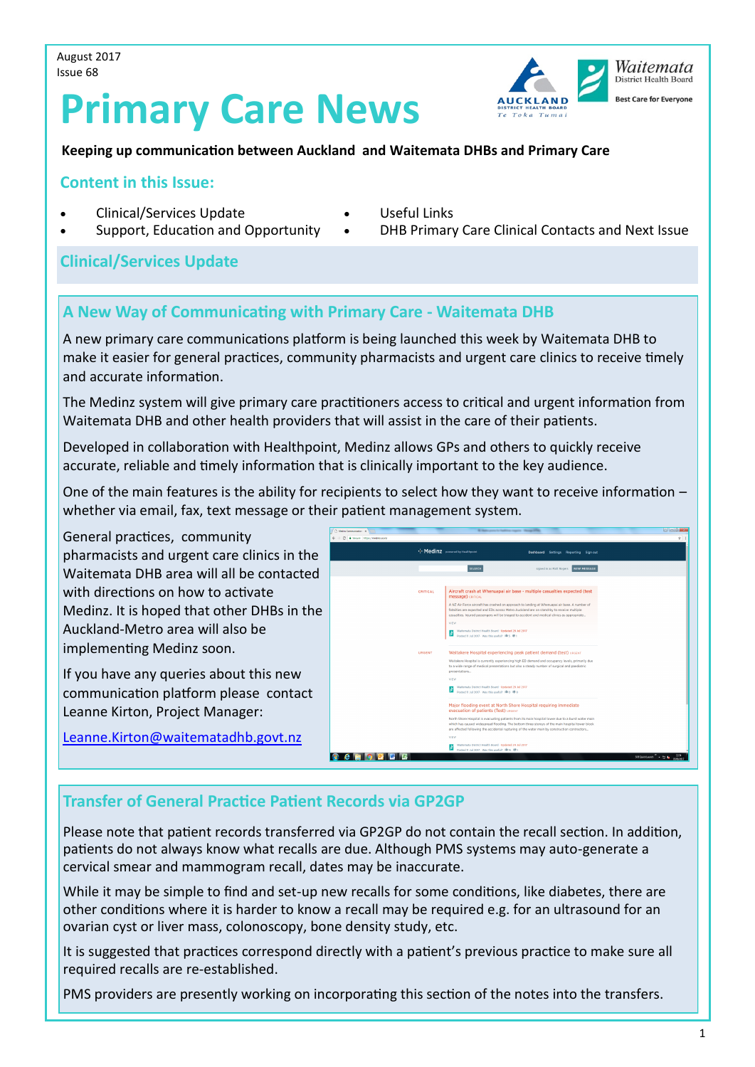August 2017
Issue 68

# Primary Care News

**Keeping up communication between Auckland and Waitemata DHBs and Primary Care**

## Content in this Issue:

- Clinical/Services Update
- Support, Education and Opportunity
- Useful Links
- DHB Primary Care Clinical Contacts and Next Issue

## Clinical/Services Update

### A New Way of Communicating with Primary Care - Waitemata DHB

A new primary care communications platform is being launched this week by Waitemata DHB to make it easier for general practices, community pharmacists and urgent care clinics to receive timely and accurate information.

The Medinz system will give primary care practitioners access to critical and urgent information from Waitemata DHB and other health providers that will assist in the care of their patients.

Developed in collaboration with Healthpoint, Medinz allows GPs and others to quickly receive accurate, reliable and timely information that is clinically important to the key audience.

One of the main features is the ability for recipients to select how they want to receive information – whether via email, fax, text message or their patient management system.

General practices, community pharmacists and urgent care clinics in the Waitemata DHB area will all be contacted with directions on how to activate Medinz. It is hoped that other DHBs in the Auckland-Metro area will also be implementing Medinz soon.

If you have any queries about this new communication platform please contact Leanne Kirton, Project Manager:

Leanne.Kirton@waitematadhb.govt.nz

### Transfer of General Practice Patient Records via GP2GP

Please note that patient records transferred via GP2GP do not contain the recall section. In addition, patients do not always know what recalls are due. Although PMS systems may auto-generate a cervical smear and mammogram recall, dates may be inaccurate.

While it may be simple to find and set-up new recalls for some conditions, like diabetes, there are other conditions where it is harder to know a recall may be required e.g. for an ultrasound for an ovarian cyst or liver mass, colonoscopy, bone density study, etc.

It is suggested that practices correspond directly with a patient's previous practice to make sure all required recalls are re-established.

PMS providers are presently working on incorporating this section of the notes into the transfers.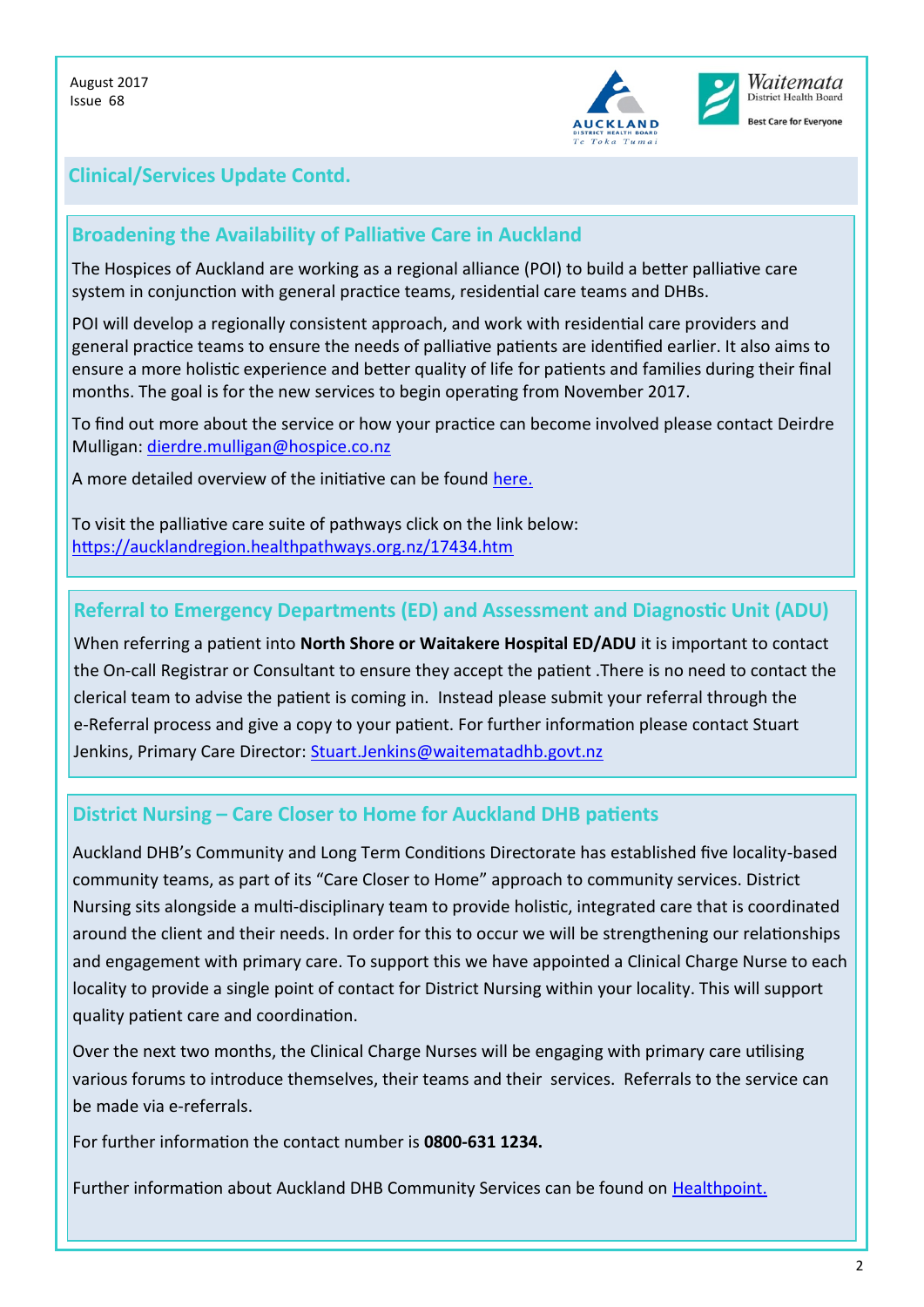## Clinical/Services Update Contd.

### Broadening the Availability of Palliative Care in Auckland

The Hospices of Auckland are working as a regional alliance (POI) to build a better palliative care system in conjunction with general practice teams, residential care teams and DHBs.

POI will develop a regionally consistent approach, and work with residential care providers and general practice teams to ensure the needs of palliative patients are identified earlier. It also aims to ensure a more holistic experience and better quality of life for patients and families during their final months. The goal is for the new services to begin operating from November 2017.

To find out more about the service or how your practice can become involved please contact Deirdre Mulligan: dierdre.mulligan@hospice.co.nz

A more detailed overview of the initiative can be found here.

To visit the palliative care suite of pathways click on the link below:
https://aucklandregion.healthpathways.org.nz/17434.htm

### Referral to Emergency Departments (ED) and Assessment and Diagnostic Unit (ADU)

When referring a patient into **North Shore or Waitakere Hospital ED/ADU** it is important to contact the On-call Registrar or Consultant to ensure they accept the patient .There is no need to contact the clerical team to advise the patient is coming in. Instead please submit your referral through the e-Referral process and give a copy to your patient. For further information please contact Stuart Jenkins, Primary Care Director: Stuart.Jenkins@waitematadhb.govt.nz

### District Nursing – Care Closer to Home for Auckland DHB patients

Auckland DHB's Community and Long Term Conditions Directorate has established five locality-based community teams, as part of its "Care Closer to Home" approach to community services. District Nursing sits alongside a multi-disciplinary team to provide holistic, integrated care that is coordinated around the client and their needs. In order for this to occur we will be strengthening our relationships and engagement with primary care. To support this we have appointed a Clinical Charge Nurse to each locality to provide a single point of contact for District Nursing within your locality. This will support quality patient care and coordination.

Over the next two months, the Clinical Charge Nurses will be engaging with primary care utilising various forums to introduce themselves, their teams and their services. Referrals to the service can be made via e-referrals.

For further information the contact number is **0800-631 1234.**

Further information about Auckland DHB Community Services can be found on Healthpoint.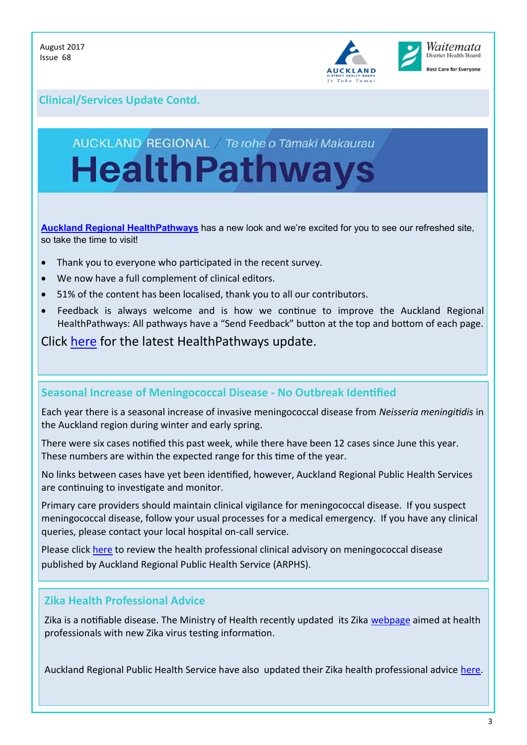## Clinical/Services Update Contd.

AUCKLAND REGIONAL / Te rohe o Tāmaki Makaurau

# HealthPathways

**Auckland Regional HealthPathways** has a new look and we're excited for you to see our refreshed site, so take the time to visit!

- Thank you to everyone who participated in the recent survey.
- We now have a full complement of clinical editors.
- 51% of the content has been localised, thank you to all our contributors.
- Feedback is always welcome and is how we continue to improve the Auckland Regional HealthPathways: All pathways have a "Send Feedback" button at the top and bottom of each page.

Click here for the latest HealthPathways update.

## Seasonal Increase of Meningococcal Disease - No Outbreak Identified

Each year there is a seasonal increase of invasive meningococcal disease from *Neisseria meningitidis* in the Auckland region during winter and early spring.

There were six cases notified this past week, while there have been 12 cases since June this year. These numbers are within the expected range for this time of the year.

No links between cases have yet been identified, however, Auckland Regional Public Health Services are continuing to investigate and monitor.

Primary care providers should maintain clinical vigilance for meningococcal disease. If you suspect meningococcal disease, follow your usual processes for a medical emergency. If you have any clinical queries, please contact your local hospital on-call service.

Please click here to review the health professional clinical advisory on meningococcal disease published by Auckland Regional Public Health Service (ARPHS).

## Zika Health Professional Advice

Zika is a notifiable disease. The Ministry of Health recently updated its Zika webpage aimed at health professionals with new Zika virus testing information.

Auckland Regional Public Health Service have also updated their Zika health professional advice here.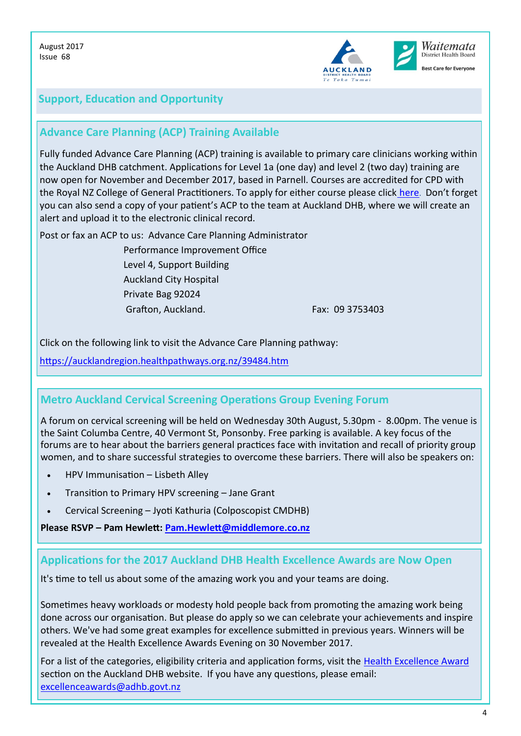August 2017
Issue 68

## Support, Education and Opportunity

### Advance Care Planning (ACP) Training Available

Fully funded Advance Care Planning (ACP) training is available to primary care clinicians working within the Auckland DHB catchment. Applications for Level 1a (one day) and level 2 (two day) training are now open for November and December 2017, based in Parnell. Courses are accredited for CPD with the Royal NZ College of General Practitioners. To apply for either course please click here. Don't forget you can also send a copy of your patient's ACP to the team at Auckland DHB, where we will create an alert and upload it to the electronic clinical record.

Post or fax an ACP to us: Advance Care Planning Administrator
Performance Improvement Office
Level 4, Support Building
Auckland City Hospital
Private Bag 92024
Grafton, Auckland.

Fax: 09 3753403

Click on the following link to visit the Advance Care Planning pathway:

https://aucklandregion.healthpathways.org.nz/39484.htm

### Metro Auckland Cervical Screening Operations Group Evening Forum

A forum on cervical screening will be held on Wednesday 30th August, 5.30pm - 8.00pm. The venue is the Saint Columba Centre, 40 Vermont St, Ponsonby. Free parking is available. A key focus of the forums are to hear about the barriers general practices face with invitation and recall of priority group women, and to share successful strategies to overcome these barriers. There will also be speakers on:

- HPV Immunisation – Lisbeth Alley
- Transition to Primary HPV screening – Jane Grant
- Cervical Screening – Jyoti Kathuria (Colposcopist CMDHB)

**Please RSVP – Pam Hewlett: Pam.Hewlett@middlemore.co.nz**

### Applications for the 2017 Auckland DHB Health Excellence Awards are Now Open

It's time to tell us about some of the amazing work you and your teams are doing.

Sometimes heavy workloads or modesty hold people back from promoting the amazing work being done across our organisation. But please do apply so we can celebrate your achievements and inspire others. We've had some great examples for excellence submitted in previous years. Winners will be revealed at the Health Excellence Awards Evening on 30 November 2017.

For a list of the categories, eligibility criteria and application forms, visit the Health Excellence Award section on the Auckland DHB website. If you have any questions, please email: excellenceawards@adhb.govt.nz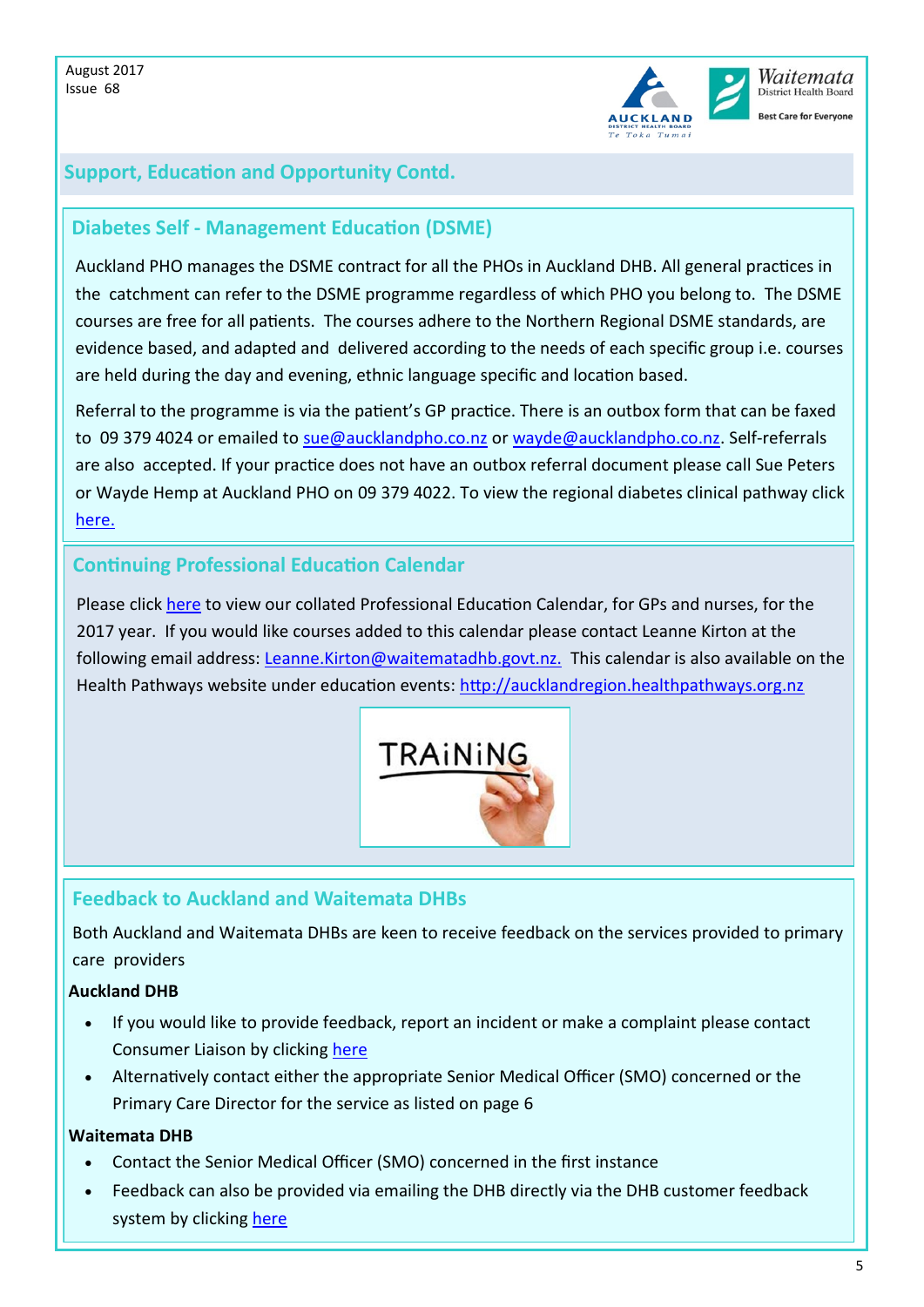## Support, Education and Opportunity Contd.

### Diabetes Self - Management Education (DSME)

Auckland PHO manages the DSME contract for all the PHOs in Auckland DHB. All general practices in the catchment can refer to the DSME programme regardless of which PHO you belong to. The DSME courses are free for all patients. The courses adhere to the Northern Regional DSME standards, are evidence based, and adapted and delivered according to the needs of each specific group i.e. courses are held during the day and evening, ethnic language specific and location based.

Referral to the programme is via the patient's GP practice. There is an outbox form that can be faxed to 09 379 4024 or emailed to sue@aucklandpho.co.nz or wayde@aucklandpho.co.nz. Self-referrals are also accepted. If your practice does not have an outbox referral document please call Sue Peters or Wayde Hemp at Auckland PHO on 09 379 4022. To view the regional diabetes clinical pathway click here.

### Continuing Professional Education Calendar

Please click here to view our collated Professional Education Calendar, for GPs and nurses, for the 2017 year. If you would like courses added to this calendar please contact Leanne Kirton at the following email address: Leanne.Kirton@waitematadhb.govt.nz. This calendar is also available on the Health Pathways website under education events: http://aucklandregion.healthpathways.org.nz

### Feedback to Auckland and Waitemata DHBs

Both Auckland and Waitemata DHBs are keen to receive feedback on the services provided to primary care providers

**Auckland DHB**

- If you would like to provide feedback, report an incident or make a complaint please contact Consumer Liaison by clicking here
- Alternatively contact either the appropriate Senior Medical Officer (SMO) concerned or the Primary Care Director for the service as listed on page 6

**Waitemata DHB**

- Contact the Senior Medical Officer (SMO) concerned in the first instance
- Feedback can also be provided via emailing the DHB directly via the DHB customer feedback system by clicking here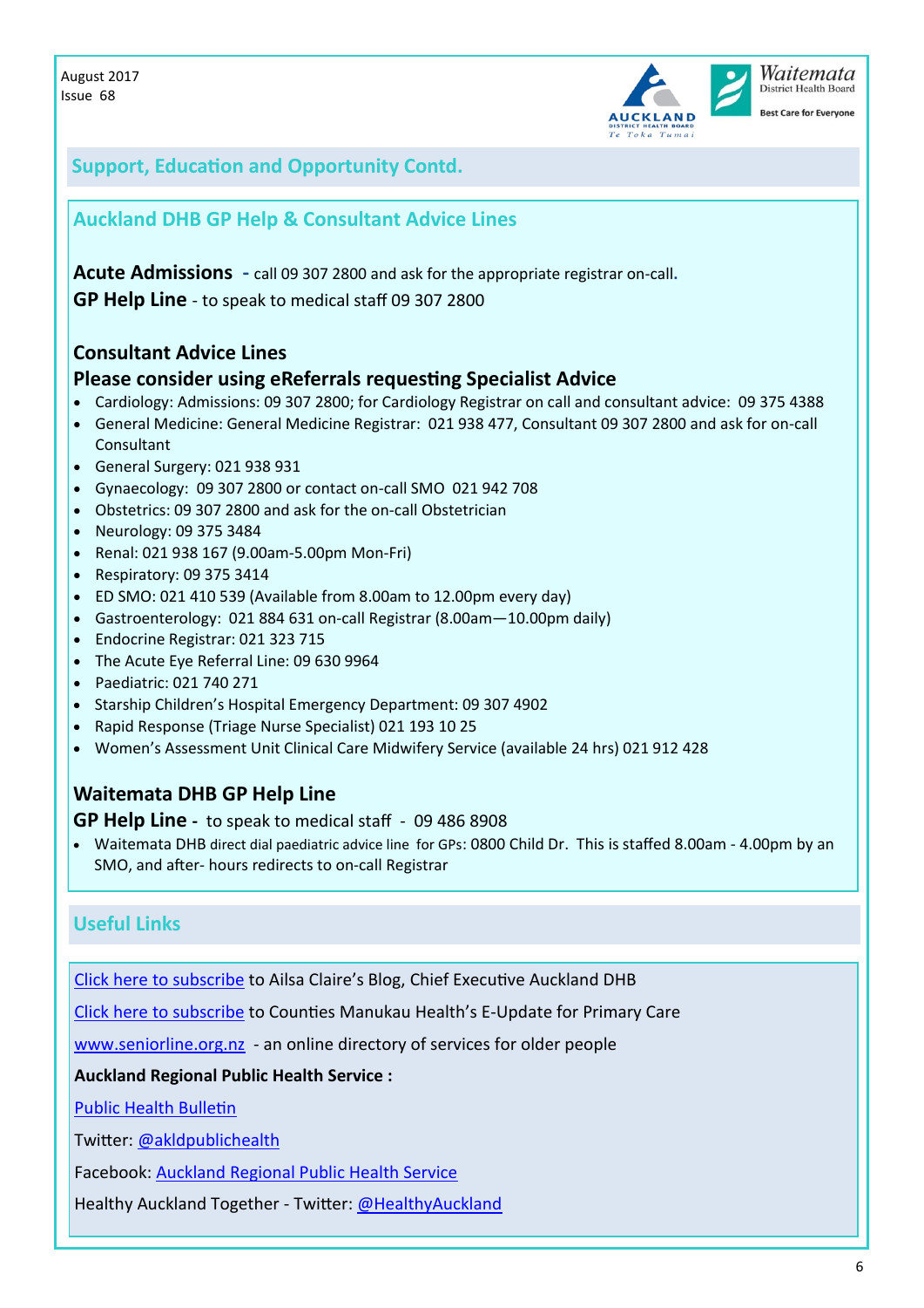## Support, Education and Opportunity Contd.

### Auckland DHB GP Help & Consultant Advice Lines

**Acute Admissions** - call 09 307 2800 and ask for the appropriate registrar on-call.

**GP Help Line** - to speak to medical staff 09 307 2800

**Consultant Advice Lines**

**Please consider using eReferrals requesting Specialist Advice**

- Cardiology: Admissions: 09 307 2800; for Cardiology Registrar on call and consultant advice: 09 375 4388
- General Medicine: General Medicine Registrar: 021 938 477, Consultant 09 307 2800 and ask for on-call Consultant
- General Surgery: 021 938 931
- Gynaecology: 09 307 2800 or contact on-call SMO 021 942 708
- Obstetrics: 09 307 2800 and ask for the on-call Obstetrician
- Neurology: 09 375 3484
- Renal: 021 938 167 (9.00am-5.00pm Mon-Fri)
- Respiratory: 09 375 3414
- ED SMO: 021 410 539 (Available from 8.00am to 12.00pm every day)
- Gastroenterology: 021 884 631 on-call Registrar (8.00am—10.00pm daily)
- Endocrine Registrar: 021 323 715
- The Acute Eye Referral Line: 09 630 9964
- Paediatric: 021 740 271
- Starship Children's Hospital Emergency Department: 09 307 4902
- Rapid Response (Triage Nurse Specialist) 021 193 10 25
- Women's Assessment Unit Clinical Care Midwifery Service (available 24 hrs) 021 912 428

**Waitemata DHB GP Help Line**

**GP Help Line** - to speak to medical staff - 09 486 8908

- Waitemata DHB direct dial paediatric advice line for GPs: 0800 Child Dr. This is staffed 8.00am - 4.00pm by an SMO, and after- hours redirects to on-call Registrar

## Useful Links

Click here to subscribe to Ailsa Claire's Blog, Chief Executive Auckland DHB

Click here to subscribe to Counties Manukau Health's E-Update for Primary Care

www.seniorline.org.nz - an online directory of services for older people

**Auckland Regional Public Health Service :**

Public Health Bulletin

Twitter: @akldpublichealth

Facebook: Auckland Regional Public Health Service

Healthy Auckland Together - Twitter: @HealthyAuckland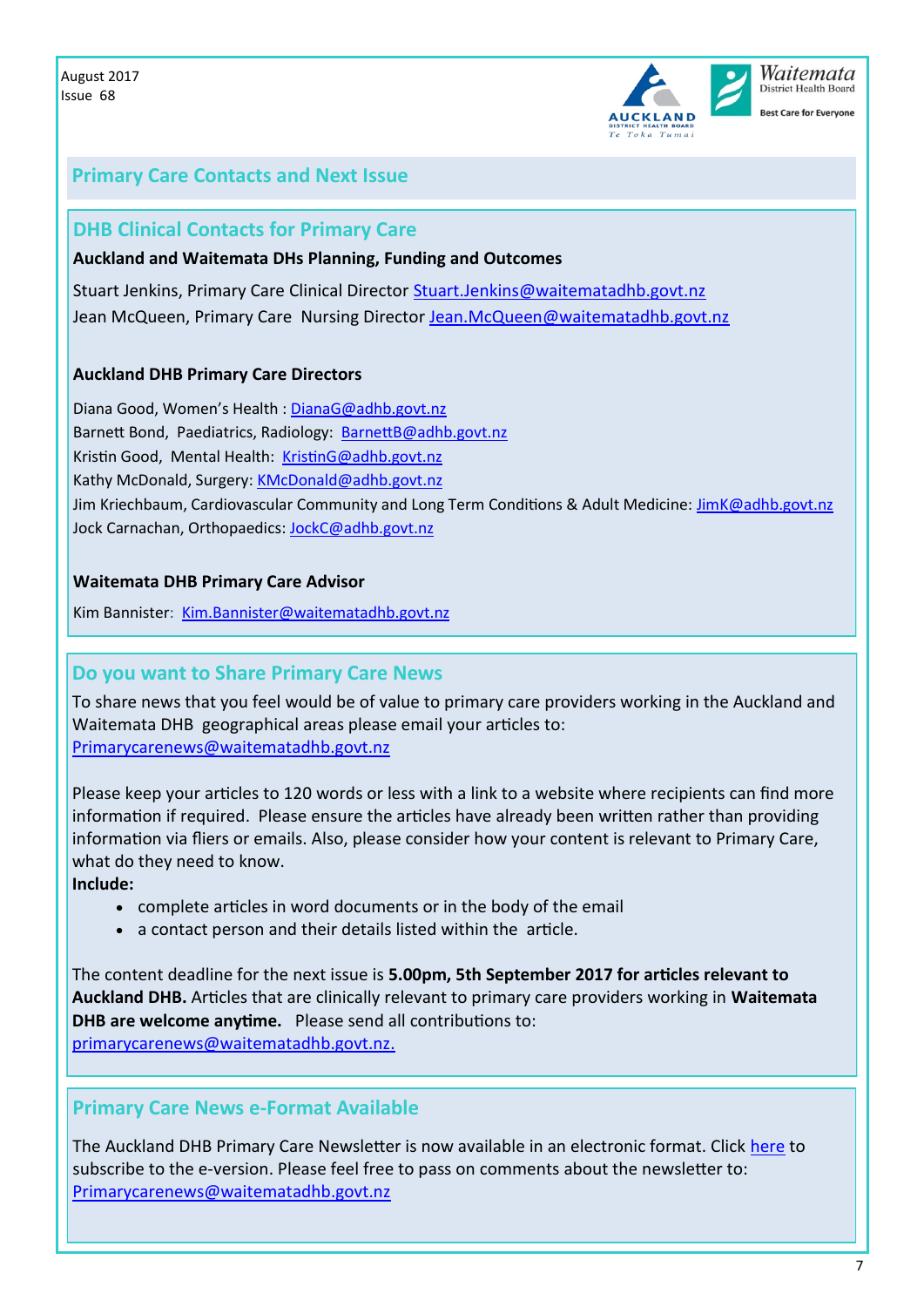## Primary Care Contacts and Next Issue

### DHB Clinical Contacts for Primary Care

**Auckland and Waitemata DHs Planning, Funding and Outcomes**

Stuart Jenkins, Primary Care Clinical Director Stuart.Jenkins@waitematadhb.govt.nz
Jean McQueen, Primary Care Nursing Director Jean.McQueen@waitematadhb.govt.nz

**Auckland DHB Primary Care Directors**

Diana Good, Women's Health : DianaG@adhb.govt.nz
Barnett Bond, Paediatrics, Radiology: BarnettB@adhb.govt.nz
Kristin Good, Mental Health: KristinG@adhb.govt.nz
Kathy McDonald, Surgery: KMcDonald@adhb.govt.nz
Jim Kriechbaum, Cardiovascular Community and Long Term Conditions & Adult Medicine: JimK@adhb.govt.nz
Jock Carnachan, Orthopaedics: JockC@adhb.govt.nz

**Waitemata DHB Primary Care Advisor**

Kim Bannister: Kim.Bannister@waitematadhb.govt.nz

### Do you want to Share Primary Care News

To share news that you feel would be of value to primary care providers working in the Auckland and Waitemata DHB geographical areas please email your articles to:
Primarycarenews@waitematadhb.govt.nz

Please keep your articles to 120 words or less with a link to a website where recipients can find more information if required. Please ensure the articles have already been written rather than providing information via fliers or emails. Also, please consider how your content is relevant to Primary Care, what do they need to know.

**Include:**

- complete articles in word documents or in the body of the email
- a contact person and their details listed within the article.

The content deadline for the next issue is **5.00pm, 5th September 2017 for articles relevant to Auckland DHB.** Articles that are clinically relevant to primary care providers working in **Waitemata DHB are welcome anytime.** Please send all contributions to:
primarycarenews@waitematadhb.govt.nz.

### Primary Care News e-Format Available

The Auckland DHB Primary Care Newsletter is now available in an electronic format. Click here to subscribe to the e-version. Please feel free to pass on comments about the newsletter to:
Primarycarenews@waitematadhb.govt.nz